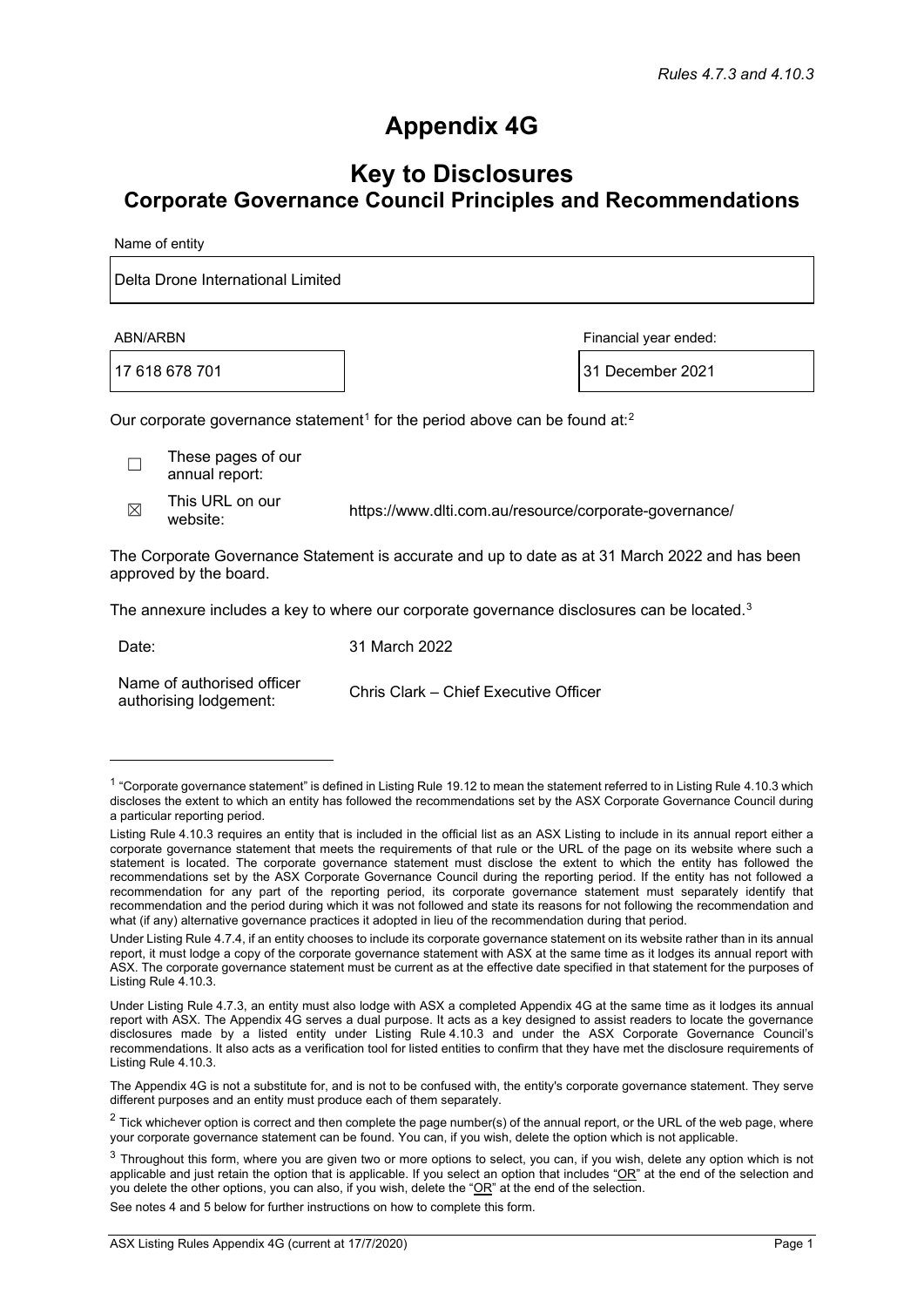*Rules 4.7.3 and 4.10.3*

# Appendix 4G

## Key to Disclosures
## Corporate Governance Council Principles and Recommendations

Name of entity

| Delta Drone International Limited |
|---|

| ABN/ARBN | Financial year ended: |
|---|---|
| 17 618 678 701 | 31 December 2021 |

Our corporate governance statement[1] for the period above can be found at:[2]

☐ These pages of our annual report:

☒ This URL on our website: https://www.dlti.com.au/resource/corporate-governance/

The Corporate Governance Statement is accurate and up to date as at 31 March 2022 and has been approved by the board.

The annexure includes a key to where our corporate governance disclosures can be located.[3]

Date: 31 March 2022

Name of authorised officer authorising lodgement: Chris Clark – Chief Executive Officer

---

[1] "Corporate governance statement" is defined in Listing Rule 19.12 to mean the statement referred to in Listing Rule 4.10.3 which discloses the extent to which an entity has followed the recommendations set by the ASX Corporate Governance Council during a particular reporting period.

Listing Rule 4.10.3 requires an entity that is included in the official list as an ASX Listing to include in its annual report either a corporate governance statement that meets the requirements of that rule or the URL of the page on its website where such a statement is located. The corporate governance statement must disclose the extent to which the entity has followed the recommendations set by the ASX Corporate Governance Council during the reporting period. If the entity has not followed a recommendation for any part of the reporting period, its corporate governance statement must separately identify that recommendation and the period during which it was not followed and state its reasons for not following the recommendation and what (if any) alternative governance practices it adopted in lieu of the recommendation during that period.

Under Listing Rule 4.7.4, if an entity chooses to include its corporate governance statement on its website rather than in its annual report, it must lodge a copy of the corporate governance statement with ASX at the same time as it lodges its annual report with ASX. The corporate governance statement must be current as at the effective date specified in that statement for the purposes of Listing Rule 4.10.3.

Under Listing Rule 4.7.3, an entity must also lodge with ASX a completed Appendix 4G at the same time as it lodges its annual report with ASX. The Appendix 4G serves a dual purpose. It acts as a key designed to assist readers to locate the governance disclosures made by a listed entity under Listing Rule 4.10.3 and under the ASX Corporate Governance Council's recommendations. It also acts as a verification tool for listed entities to confirm that they have met the disclosure requirements of Listing Rule 4.10.3.

The Appendix 4G is not a substitute for, and is not to be confused with, the entity's corporate governance statement. They serve different purposes and an entity must produce each of them separately.

[2] Tick whichever option is correct and then complete the page number(s) of the annual report, or the URL of the web page, where your corporate governance statement can be found. You can, if you wish, delete the option which is not applicable.

[3] Throughout this form, where you are given two or more options to select, you can, if you wish, delete any option which is not applicable and just retain the option that is applicable. If you select an option that includes "OR" at the end of the selection and you delete the other options, you can also, if you wish, delete the "OR" at the end of the selection.

See notes 4 and 5 below for further instructions on how to complete this form.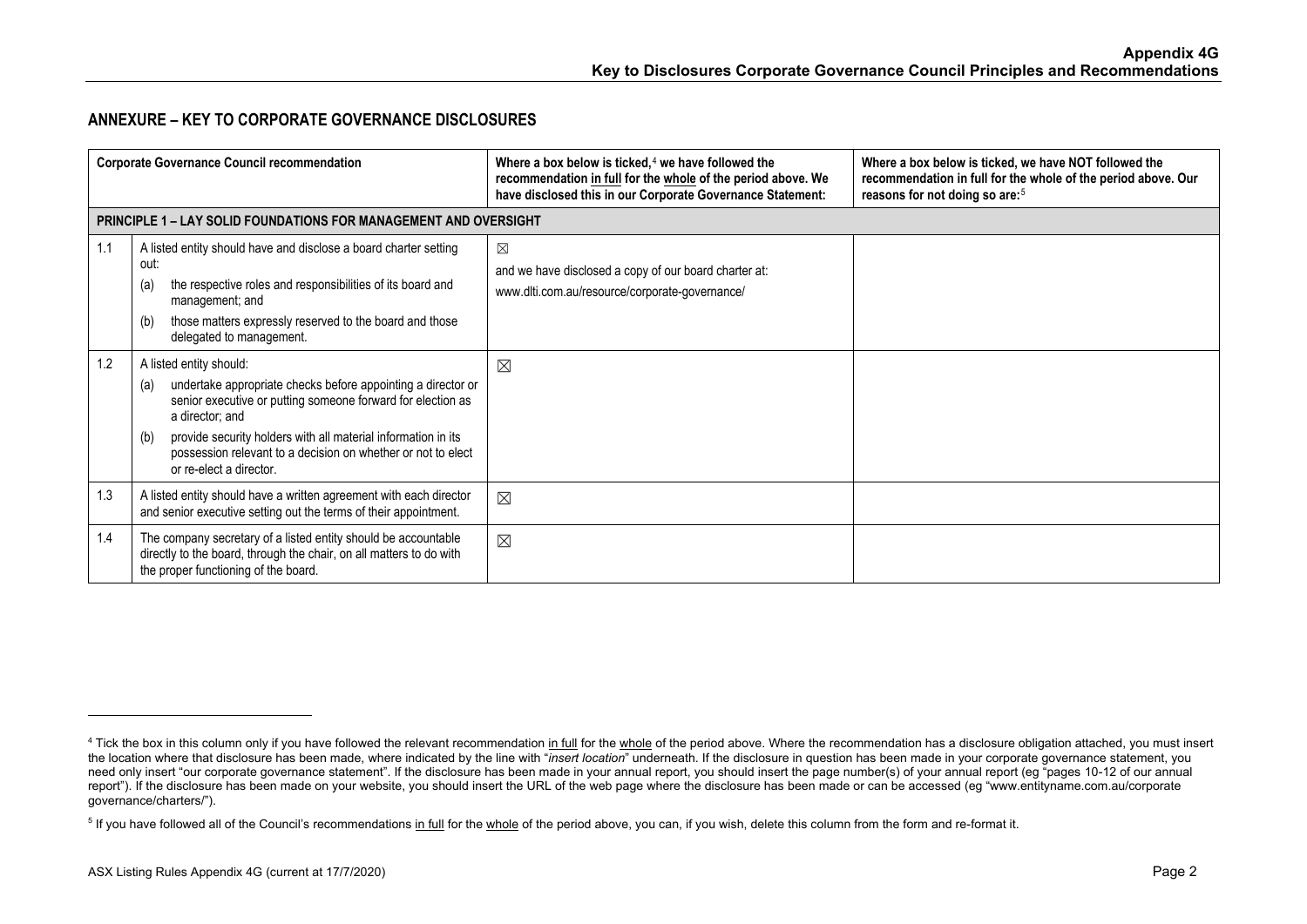## ANNEXURE – KEY TO CORPORATE GOVERNANCE DISCLOSURES

| Corporate Governance Council recommendation | | Where a box below is ticked,[4] we have followed the recommendation in full for the whole of the period above. We have disclosed this in our Corporate Governance Statement: | Where a box below is ticked, we have NOT followed the recommendation in full for the whole of the period above. Our reasons for not doing so are:[5] |
|---|---|---|---|
| **PRINCIPLE 1 – LAY SOLID FOUNDATIONS FOR MANAGEMENT AND OVERSIGHT** | | | |
| 1.1 | A listed entity should have and disclose a board charter setting out:<br>(a) the respective roles and responsibilities of its board and management; and<br>(b) those matters expressly reserved to the board and those delegated to management. | ☒<br>and we have disclosed a copy of our board charter at:<br>www.dlti.com.au/resource/corporate-governance/ | |
| 1.2 | A listed entity should:<br>(a) undertake appropriate checks before appointing a director or senior executive or putting someone forward for election as a director; and<br>(b) provide security holders with all material information in its possession relevant to a decision on whether or not to elect or re-elect a director. | ☒ | |
| 1.3 | A listed entity should have a written agreement with each director and senior executive setting out the terms of their appointment. | ☒ | |
| 1.4 | The company secretary of a listed entity should be accountable directly to the board, through the chair, on all matters to do with the proper functioning of the board. | ☒ | |

[4] Tick the box in this column only if you have followed the relevant recommendation in full for the whole of the period above. Where the recommendation has a disclosure obligation attached, you must insert the location where that disclosure has been made, where indicated by the line with "*insert location*" underneath. If the disclosure in question has been made in your corporate governance statement, you need only insert "our corporate governance statement". If the disclosure has been made in your annual report, you should insert the page number(s) of your annual report (eg "pages 10-12 of our annual report"). If the disclosure has been made on your website, you should insert the URL of the web page where the disclosure has been made or can be accessed (eg "www.entityname.com.au/corporate governance/charters/").

[5] If you have followed all of the Council's recommendations in full for the whole of the period above, you can, if you wish, delete this column from the form and re-format it.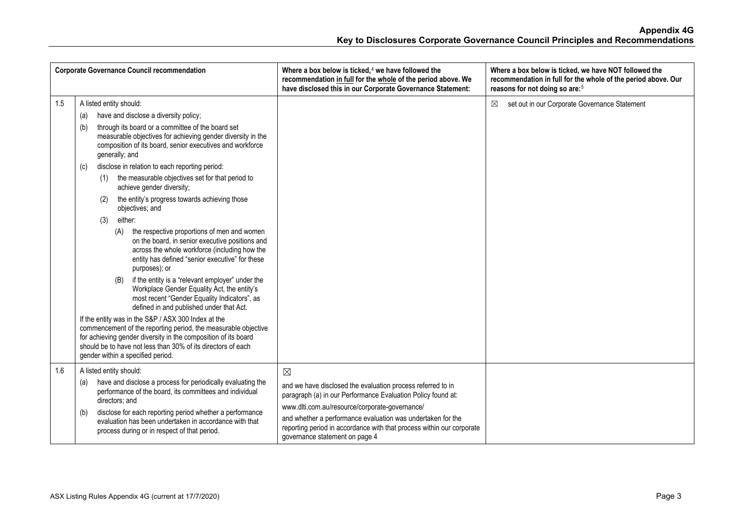| | Corporate Governance Council recommendation | Where a box below is ticked,[4] we have followed the recommendation in full for the whole of the period above. We have disclosed this in our Corporate Governance Statement: | Where a box below is ticked, we have NOT followed the recommendation in full for the whole of the period above. Our reasons for not doing so are:[5] |
|---|---|---|---|
| 1.5 | A listed entity should:<br>(a) have and disclose a diversity policy;<br>(b) through its board or a committee of the board set measurable objectives for achieving gender diversity in the composition of its board, senior executives and workforce generally; and<br>(c) disclose in relation to each reporting period:<br>(1) the measurable objectives set for that period to achieve gender diversity;<br>(2) the entity's progress towards achieving those objectives; and<br>(3) either:<br>(A) the respective proportions of men and women on the board, in senior executive positions and across the whole workforce (including how the entity has defined "senior executive" for these purposes); or<br>(B) if the entity is a "relevant employer" under the Workplace Gender Equality Act, the entity's most recent "Gender Equality Indicators", as defined in and published under that Act.<br>If the entity was in the S&P / ASX 300 Index at the commencement of the reporting period, the measurable objective for achieving gender diversity in the composition of its board should be to have not less than 30% of its directors of each gender within a specified period. | | ☒ set out in our Corporate Governance Statement |
| 1.6 | A listed entity should:<br>(a) have and disclose a process for periodically evaluating the performance of the board, its committees and individual directors; and<br>(b) disclose for each reporting period whether a performance evaluation has been undertaken in accordance with that process during or in respect of that period. | ☒<br>and we have disclosed the evaluation process referred to in paragraph (a) in our Performance Evaluation Policy found at:<br>www.dlti.com.au/resource/corporate-governance/<br>and whether a performance evaluation was undertaken for the reporting period in accordance with that process within our corporate governance statement on page 4 | |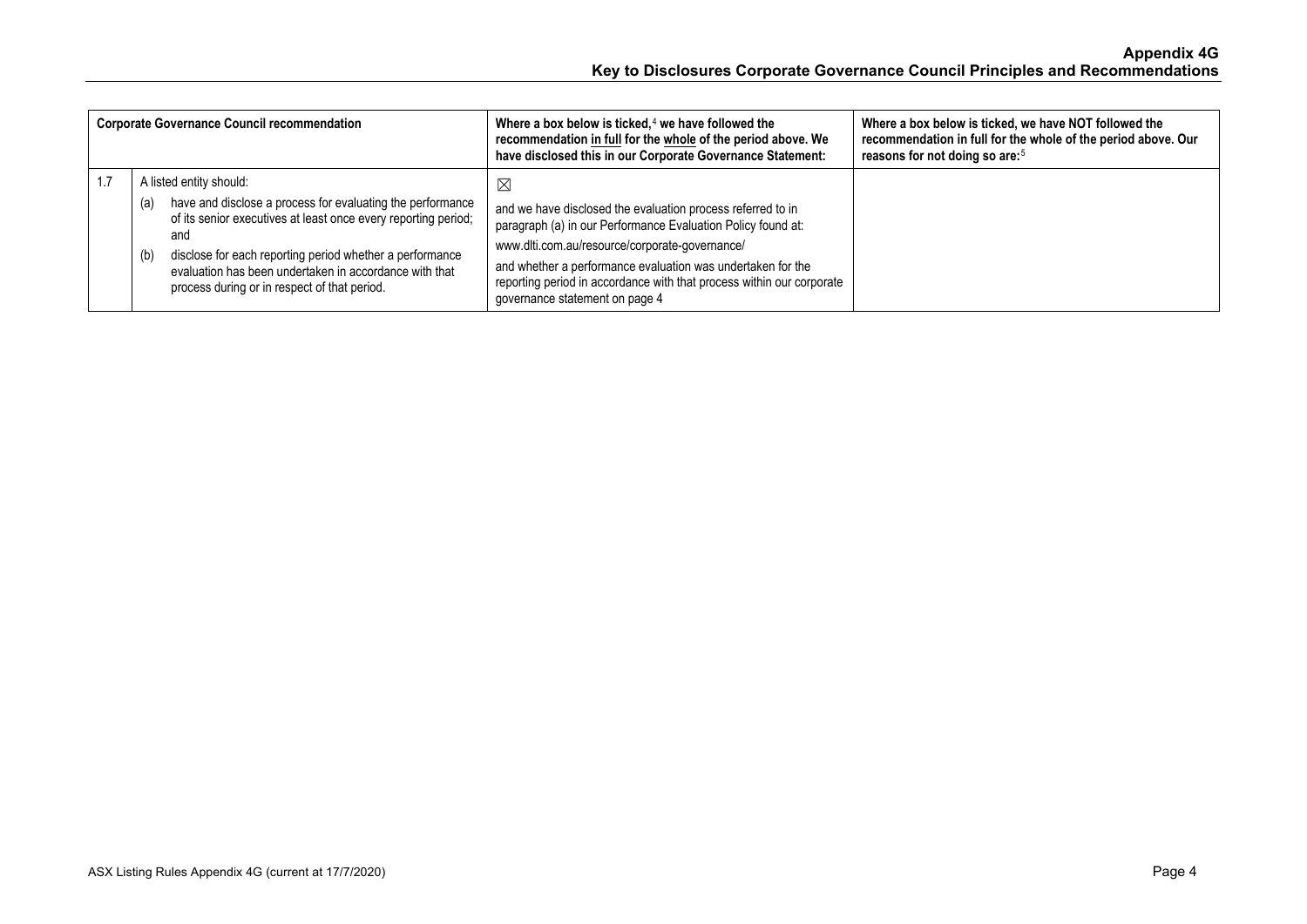| | Corporate Governance Council recommendation | Where a box below is ticked,[4] we have followed the recommendation in full for the whole of the period above. We have disclosed this in our Corporate Governance Statement: | Where a box below is ticked, we have NOT followed the recommendation in full for the whole of the period above. Our reasons for not doing so are:[5] |
|---|---|---|---|
| 1.7 | A listed entity should: (a) have and disclose a process for evaluating the performance of its senior executives at least once every reporting period; and (b) disclose for each reporting period whether a performance evaluation has been undertaken in accordance with that process during or in respect of that period. | ☒ and we have disclosed the evaluation process referred to in paragraph (a) in our Performance Evaluation Policy found at: www.dlti.com.au/resource/corporate-governance/ and whether a performance evaluation was undertaken for the reporting period in accordance with that process within our corporate governance statement on page 4 | |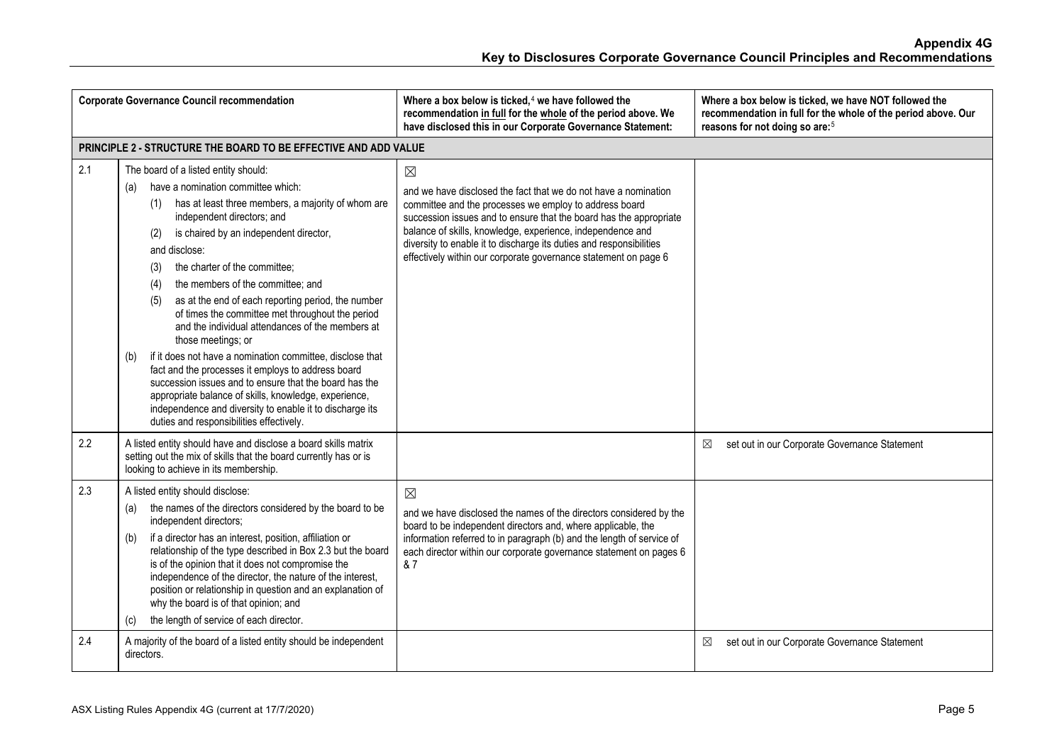## Appendix 4G
## Key to Disclosures Corporate Governance Council Principles and Recommendations

| Corporate Governance Council recommendation | | Where a box below is ticked,[4] we have followed the recommendation in full for the whole of the period above. We have disclosed this in our Corporate Governance Statement: | Where a box below is ticked, we have NOT followed the recommendation in full for the whole of the period above. Our reasons for not doing so are:[5] |
|---|---|---|---|
| **PRINCIPLE 2 - STRUCTURE THE BOARD TO BE EFFECTIVE AND ADD VALUE** | | | |
| 2.1 | The board of a listed entity should:<br>(a) have a nomination committee which:<br>(1) has at least three members, a majority of whom are independent directors; and<br>(2) is chaired by an independent director,<br>and disclose:<br>(3) the charter of the committee;<br>(4) the members of the committee; and<br>(5) as at the end of each reporting period, the number of times the committee met throughout the period and the individual attendances of the members at those meetings; or<br>(b) if it does not have a nomination committee, disclose that fact and the processes it employs to address board succession issues and to ensure that the board has the appropriate balance of skills, knowledge, experience, independence and diversity to enable it to discharge its duties and responsibilities effectively. | ☒<br>and we have disclosed the fact that we do not have a nomination committee and the processes we employ to address board succession issues and to ensure that the board has the appropriate balance of skills, knowledge, experience, independence and diversity to enable it to discharge its duties and responsibilities effectively within our corporate governance statement on page 6 | |
| 2.2 | A listed entity should have and disclose a board skills matrix setting out the mix of skills that the board currently has or is looking to achieve in its membership. | | ☒ set out in our Corporate Governance Statement |
| 2.3 | A listed entity should disclose:<br>(a) the names of the directors considered by the board to be independent directors;<br>(b) if a director has an interest, position, affiliation or relationship of the type described in Box 2.3 but the board is of the opinion that it does not compromise the independence of the director, the nature of the interest, position or relationship in question and an explanation of why the board is of that opinion; and<br>(c) the length of service of each director. | ☒<br>and we have disclosed the names of the directors considered by the board to be independent directors and, where applicable, the information referred to in paragraph (b) and the length of service of each director within our corporate governance statement on pages 6 & 7 | |
| 2.4 | A majority of the board of a listed entity should be independent directors. | | ☒ set out in our Corporate Governance Statement |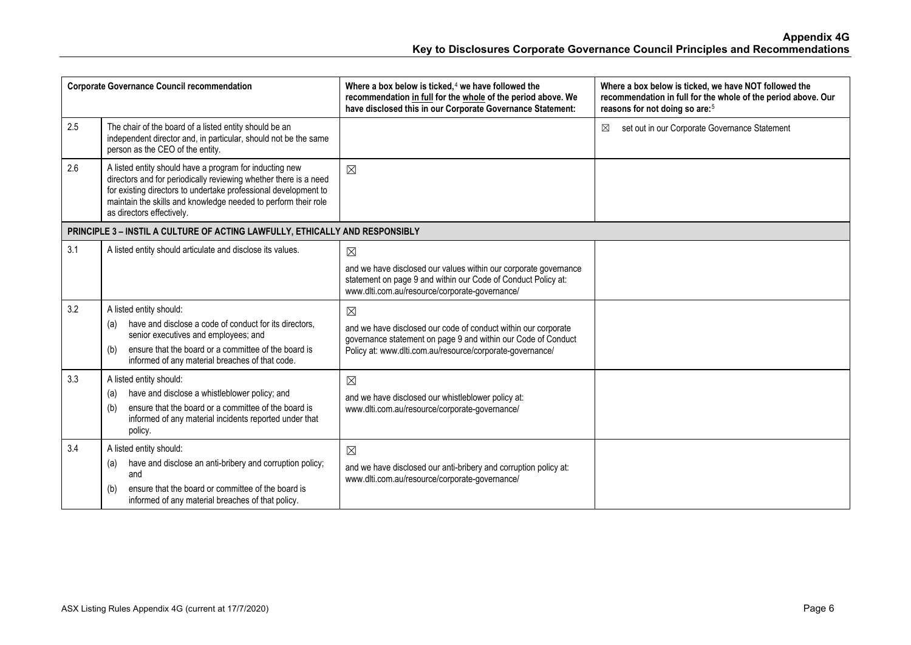| Corporate Governance Council recommendation | | Where a box below is ticked,[4] we have followed the recommendation in full for the whole of the period above. We have disclosed this in our Corporate Governance Statement: | Where a box below is ticked, we have NOT followed the recommendation in full for the whole of the period above. Our reasons for not doing so are:[5] |
|---|---|---|---|
| 2.5 | The chair of the board of a listed entity should be an independent director and, in particular, should not be the same person as the CEO of the entity. | | ☒ set out in our Corporate Governance Statement |
| 2.6 | A listed entity should have a program for inducting new directors and for periodically reviewing whether there is a need for existing directors to undertake professional development to maintain the skills and knowledge needed to perform their role as directors effectively. | ☒ | |
| **PRINCIPLE 3 – INSTIL A CULTURE OF ACTING LAWFULLY, ETHICALLY AND RESPONSIBLY** | | | |
| 3.1 | A listed entity should articulate and disclose its values. | ☒<br>and we have disclosed our values within our corporate governance statement on page 9 and within our Code of Conduct Policy at: www.dlti.com.au/resource/corporate-governance/ | |
| 3.2 | A listed entity should:<br>(a) have and disclose a code of conduct for its directors, senior executives and employees; and<br>(b) ensure that the board or a committee of the board is informed of any material breaches of that code. | ☒<br>and we have disclosed our code of conduct within our corporate governance statement on page 9 and within our Code of Conduct Policy at: www.dlti.com.au/resource/corporate-governance/ | |
| 3.3 | A listed entity should:<br>(a) have and disclose a whistleblower policy; and<br>(b) ensure that the board or a committee of the board is informed of any material incidents reported under that policy. | ☒<br>and we have disclosed our whistleblower policy at: www.dlti.com.au/resource/corporate-governance/ | |
| 3.4 | A listed entity should:<br>(a) have and disclose an anti-bribery and corruption policy; and<br>(b) ensure that the board or committee of the board is informed of any material breaches of that policy. | ☒<br>and we have disclosed our anti-bribery and corruption policy at: www.dlti.com.au/resource/corporate-governance/ | |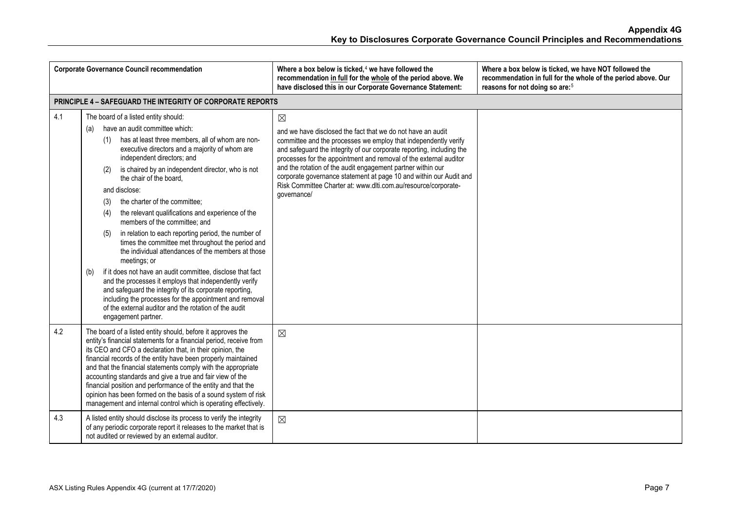| | Corporate Governance Council recommendation | Where a box below is ticked,[4] we have followed the recommendation in full for the whole of the period above. We have disclosed this in our Corporate Governance Statement: | Where a box below is ticked, we have NOT followed the recommendation in full for the whole of the period above. Our reasons for not doing so are:[5] |
|---|---|---|---|
| **PRINCIPLE 4 – SAFEGUARD THE INTEGRITY OF CORPORATE REPORTS** | | | |
| 4.1 | The board of a listed entity should: (a) have an audit committee which: (1) has at least three members, all of whom are non-executive directors and a majority of whom are independent directors; and (2) is chaired by an independent director, who is not the chair of the board, and disclose: (3) the charter of the committee; (4) the relevant qualifications and experience of the members of the committee; and (5) in relation to each reporting period, the number of times the committee met throughout the period and the individual attendances of the members at those meetings; or (b) if it does not have an audit committee, disclose that fact and the processes it employs that independently verify and safeguard the integrity of its corporate reporting, including the processes for the appointment and removal of the external auditor and the rotation of the audit engagement partner. | ☒ and we have disclosed the fact that we do not have an audit committee and the processes we employ that independently verify and safeguard the integrity of our corporate reporting, including the processes for the appointment and removal of the external auditor and the rotation of the audit engagement partner within our corporate governance statement at page 10 and within our Audit and Risk Committee Charter at: www.dlti.com.au/resource/corporate-governance/ | |
| 4.2 | The board of a listed entity should, before it approves the entity's financial statements for a financial period, receive from its CEO and CFO a declaration that, in their opinion, the financial records of the entity have been properly maintained and that the financial statements comply with the appropriate accounting standards and give a true and fair view of the financial position and performance of the entity and that the opinion has been formed on the basis of a sound system of risk management and internal control which is operating effectively. | ☒ | |
| 4.3 | A listed entity should disclose its process to verify the integrity of any periodic corporate report it releases to the market that is not audited or reviewed by an external auditor. | ☒ | |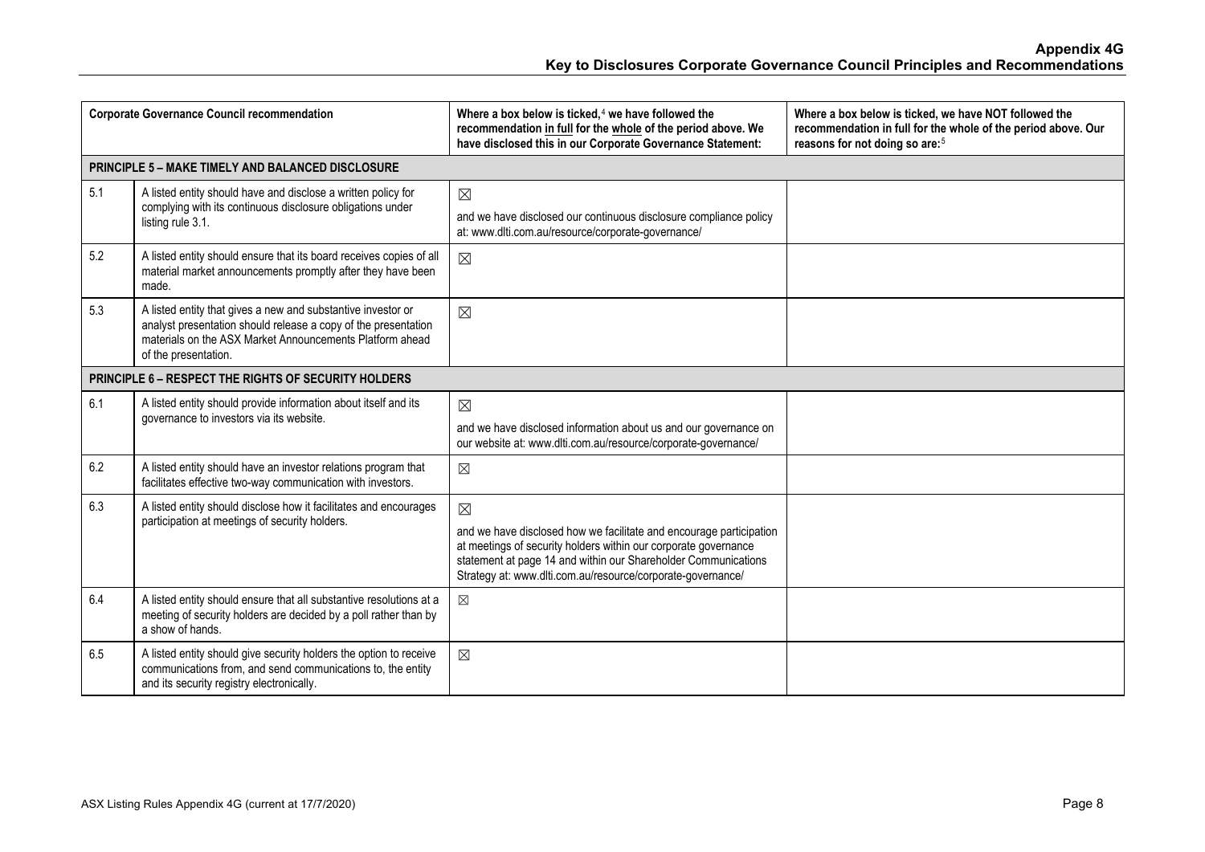# Appendix 4G
## Key to Disclosures Corporate Governance Council Principles and Recommendations

| Corporate Governance Council recommendation | | Where a box below is ticked,[4] we have followed the recommendation in full for the whole of the period above. We have disclosed this in our Corporate Governance Statement: | Where a box below is ticked, we have NOT followed the recommendation in full for the whole of the period above. Our reasons for not doing so are:[5] |
|---|---|---|---|
| **PRINCIPLE 5 – MAKE TIMELY AND BALANCED DISCLOSURE** | | | |
| 5.1 | A listed entity should have and disclose a written policy for complying with its continuous disclosure obligations under listing rule 3.1. | ☒ and we have disclosed our continuous disclosure compliance policy at: www.dlti.com.au/resource/corporate-governance/ | |
| 5.2 | A listed entity should ensure that its board receives copies of all material market announcements promptly after they have been made. | ☒ | |
| 5.3 | A listed entity that gives a new and substantive investor or analyst presentation should release a copy of the presentation materials on the ASX Market Announcements Platform ahead of the presentation. | ☒ | |
| **PRINCIPLE 6 – RESPECT THE RIGHTS OF SECURITY HOLDERS** | | | |
| 6.1 | A listed entity should provide information about itself and its governance to investors via its website. | ☒ and we have disclosed information about us and our governance on our website at: www.dlti.com.au/resource/corporate-governance/ | |
| 6.2 | A listed entity should have an investor relations program that facilitates effective two-way communication with investors. | ☒ | |
| 6.3 | A listed entity should disclose how it facilitates and encourages participation at meetings of security holders. | ☒ and we have disclosed how we facilitate and encourage participation at meetings of security holders within our corporate governance statement at page 14 and within our Shareholder Communications Strategy at: www.dlti.com.au/resource/corporate-governance/ | |
| 6.4 | A listed entity should ensure that all substantive resolutions at a meeting of security holders are decided by a poll rather than by a show of hands. | ☒ | |
| 6.5 | A listed entity should give security holders the option to receive communications from, and send communications to, the entity and its security registry electronically. | ☒ | |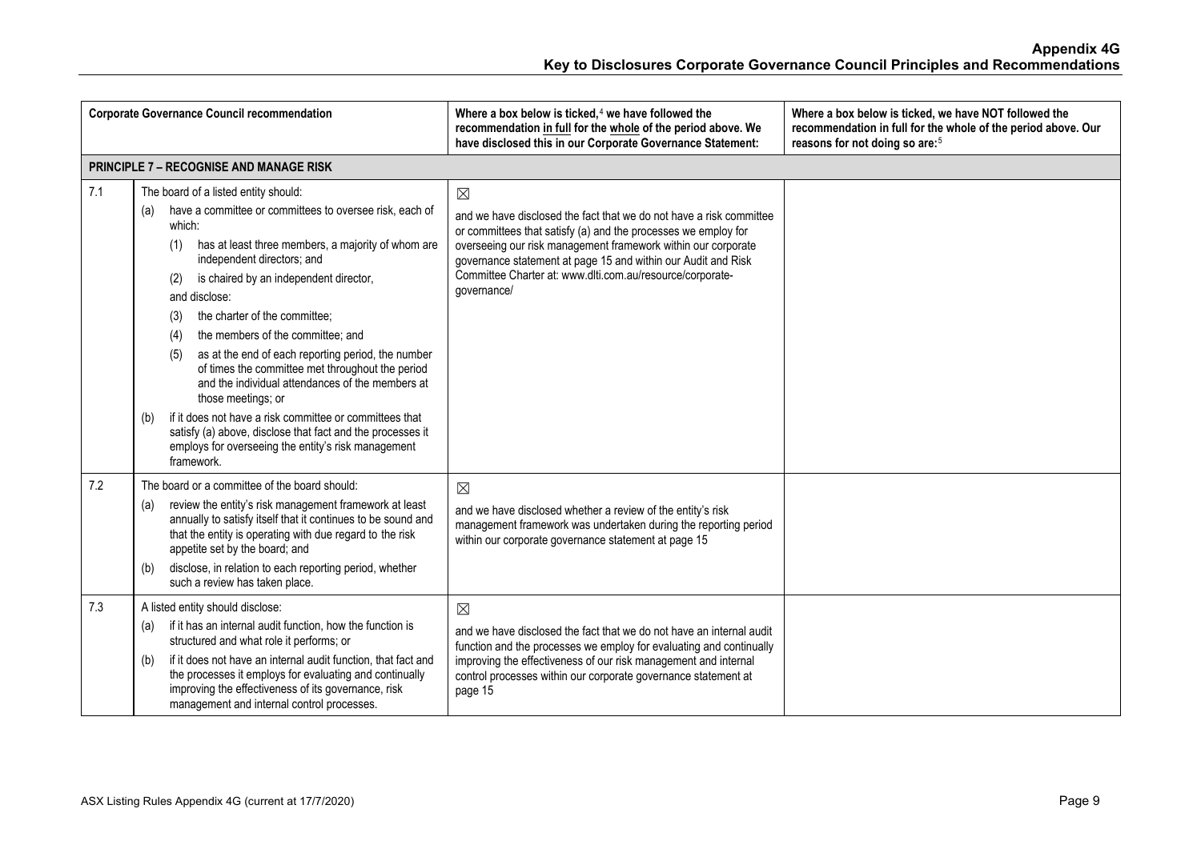| | Corporate Governance Council recommendation | Where a box below is ticked,[4] we have followed the recommendation in full for the whole of the period above. We have disclosed this in our Corporate Governance Statement: | Where a box below is ticked, we have NOT followed the recommendation in full for the whole of the period above. Our reasons for not doing so are:[5] |
|---|---|---|---|
| **PRINCIPLE 7 – RECOGNISE AND MANAGE RISK** | | | |
| 7.1 | The board of a listed entity should:<br>(a) have a committee or committees to oversee risk, each of which:<br>(1) has at least three members, a majority of whom are independent directors; and<br>(2) is chaired by an independent director,<br>and disclose:<br>(3) the charter of the committee;<br>(4) the members of the committee; and<br>(5) as at the end of each reporting period, the number of times the committee met throughout the period and the individual attendances of the members at those meetings; or<br>(b) if it does not have a risk committee or committees that satisfy (a) above, disclose that fact and the processes it employs for overseeing the entity's risk management framework. | ☒<br>and we have disclosed the fact that we do not have a risk committee or committees that satisfy (a) and the processes we employ for overseeing our risk management framework within our corporate governance statement at page 15 and within our Audit and Risk Committee Charter at: www.dlti.com.au/resource/corporate-governance/ | |
| 7.2 | The board or a committee of the board should:<br>(a) review the entity's risk management framework at least annually to satisfy itself that it continues to be sound and that the entity is operating with due regard to the risk appetite set by the board; and<br>(b) disclose, in relation to each reporting period, whether such a review has taken place. | ☒<br>and we have disclosed whether a review of the entity's risk management framework was undertaken during the reporting period within our corporate governance statement at page 15 | |
| 7.3 | A listed entity should disclose:<br>(a) if it has an internal audit function, how the function is structured and what role it performs; or<br>(b) if it does not have an internal audit function, that fact and the processes it employs for evaluating and continually improving the effectiveness of its governance, risk management and internal control processes. | ☒<br>and we have disclosed the fact that we do not have an internal audit function and the processes we employ for evaluating and continually improving the effectiveness of our risk management and internal control processes within our corporate governance statement at page 15 | |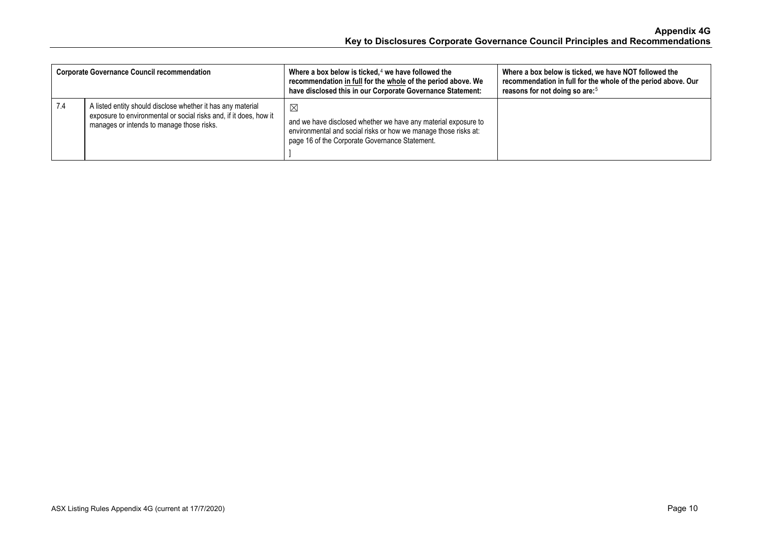| Corporate Governance Council recommendation | | Where a box below is ticked,[4] we have followed the recommendation in full for the whole of the period above. We have disclosed this in our Corporate Governance Statement: | Where a box below is ticked, we have NOT followed the recommendation in full for the whole of the period above. Our reasons for not doing so are:[5] |
|---|---|---|---|
| 7.4 | A listed entity should disclose whether it has any material exposure to environmental or social risks and, if it does, how it manages or intends to manage those risks. | ☒<br><br>and we have disclosed whether we have any material exposure to environmental and social risks or how we manage those risks at: page 16 of the Corporate Governance Statement.<br><br>] | |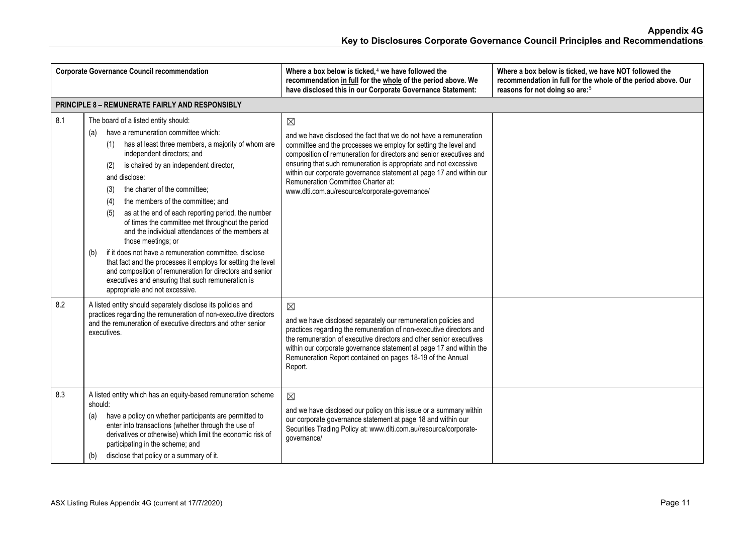| | Corporate Governance Council recommendation | Where a box below is ticked,[4] we have followed the recommendation in full for the whole of the period above. We have disclosed this in our Corporate Governance Statement: | Where a box below is ticked, we have NOT followed the recommendation in full for the whole of the period above. Our reasons for not doing so are:[5] |
|---|---|---|---|
| **PRINCIPLE 8 – REMUNERATE FAIRLY AND RESPONSIBLY** | | | |
| 8.1 | The board of a listed entity should: (a) have a remuneration committee which: (1) has at least three members, a majority of whom are independent directors; and (2) is chaired by an independent director, and disclose: (3) the charter of the committee; (4) the members of the committee; and (5) as at the end of each reporting period, the number of times the committee met throughout the period and the individual attendances of the members at those meetings; or (b) if it does not have a remuneration committee, disclose that fact and the processes it employs for setting the level and composition of remuneration for directors and senior executives and ensuring that such remuneration is appropriate and not excessive. | ☒ and we have disclosed the fact that we do not have a remuneration committee and the processes we employ for setting the level and composition of remuneration for directors and senior executives and ensuring that such remuneration is appropriate and not excessive within our corporate governance statement at page 17 and within our Remuneration Committee Charter at: www.dlti.com.au/resource/corporate-governance/ | |
| 8.2 | A listed entity should separately disclose its policies and practices regarding the remuneration of non-executive directors and the remuneration of executive directors and other senior executives. | ☒ and we have disclosed separately our remuneration policies and practices regarding the remuneration of non-executive directors and the remuneration of executive directors and other senior executives within our corporate governance statement at page 17 and within the Remuneration Report contained on pages 18-19 of the Annual Report. | |
| 8.3 | A listed entity which has an equity-based remuneration scheme should: (a) have a policy on whether participants are permitted to enter into transactions (whether through the use of derivatives or otherwise) which limit the economic risk of participating in the scheme; and (b) disclose that policy or a summary of it. | ☒ and we have disclosed our policy on this issue or a summary within our corporate governance statement at page 18 and within our Securities Trading Policy at: www.dlti.com.au/resource/corporate-governance/ | |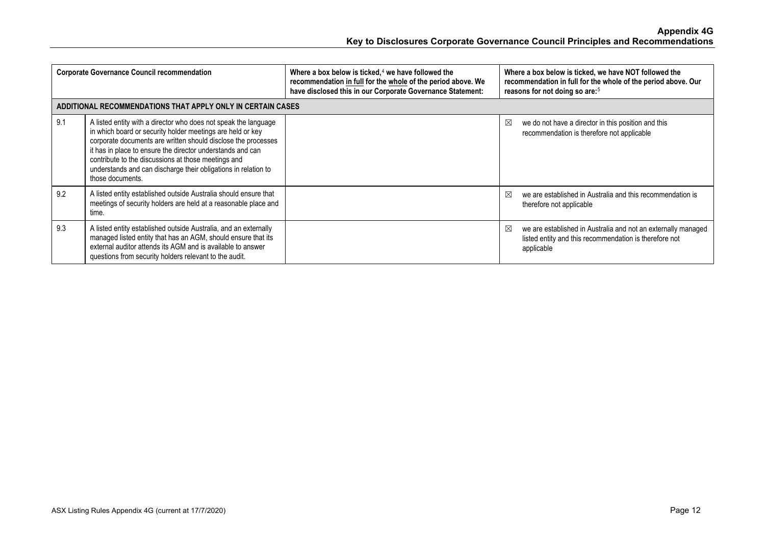| Corporate Governance Council recommendation | | Where a box below is ticked,[4] we have followed the recommendation in full for the whole of the period above. We have disclosed this in our Corporate Governance Statement: | Where a box below is ticked, we have NOT followed the recommendation in full for the whole of the period above. Our reasons for not doing so are:[5] |
|---|---|---|---|
| **ADDITIONAL RECOMMENDATIONS THAT APPLY ONLY IN CERTAIN CASES** | | | |
| 9.1 | A listed entity with a director who does not speak the language in which board or security holder meetings are held or key corporate documents are written should disclose the processes it has in place to ensure the director understands and can contribute to the discussions at those meetings and understands and can discharge their obligations in relation to those documents. | | ☒ we do not have a director in this position and this recommendation is therefore not applicable |
| 9.2 | A listed entity established outside Australia should ensure that meetings of security holders are held at a reasonable place and time. | | ☒ we are established in Australia and this recommendation is therefore not applicable |
| 9.3 | A listed entity established outside Australia, and an externally managed listed entity that has an AGM, should ensure that its external auditor attends its AGM and is available to answer questions from security holders relevant to the audit. | | ☒ we are established in Australia and not an externally managed listed entity and this recommendation is therefore not applicable |